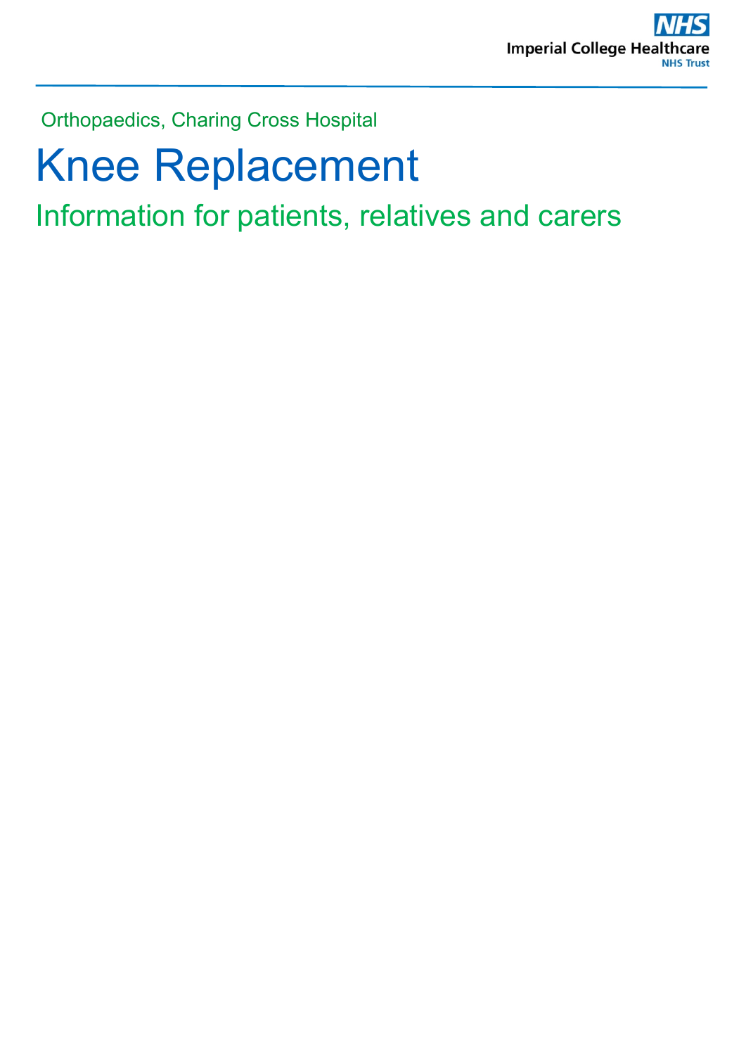Imperial College Healthcare NHS Trust

Orthopaedics, Charing Cross Hospital

# Knee Replacement

## Information for patients, relatives and carers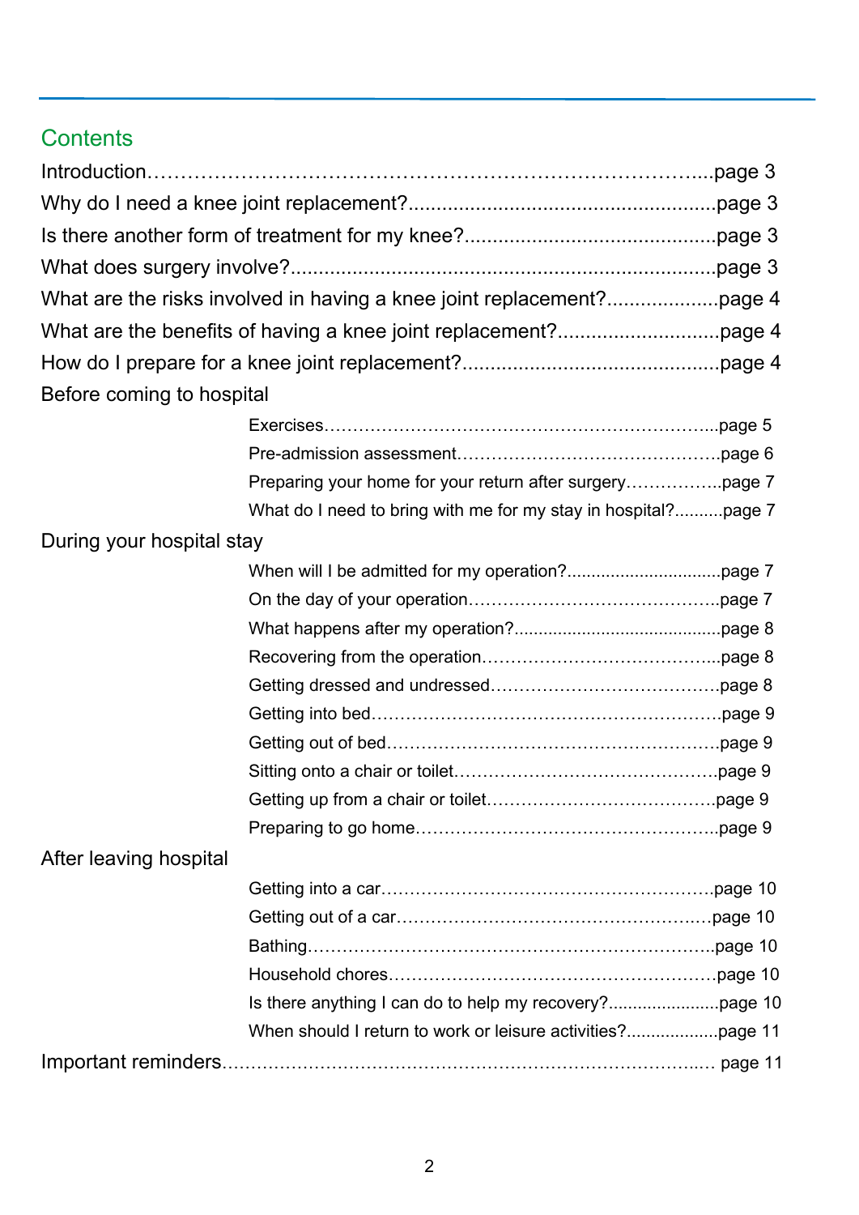## Contents

Introduction…………………………………………………………………………...page 3
Why do I need a knee joint replacement?......................................................page 3
Is there another form of treatment for my knee?............................................page 3
What does surgery involve?...........................................................................page 3
What are the risks involved in having a knee joint replacement?....................page 4
What are the benefits of having a knee joint replacement?.............................page 4
How do I prepare for a knee joint replacement?.............................................page 4

Before coming to hospital

- Exercises…………………………………………………………...page 5
- Pre-admission assessment………………………………………page 6
- Preparing your home for your return after surgery……………..page 7
- What do I need to bring with me for my stay in hospital?..........page 7

During your hospital stay

- When will I be admitted for my operation?...............................page 7
- On the day of your operation……………………………………..page 7
- What happens after my operation?..........................................page 8
- Recovering from the operation…………………………………...page 8
- Getting dressed and undressed…………………………………page 8
- Getting into bed……………………………………………………page 9
- Getting out of bed…………………………………………………page 9
- Sitting onto a chair or toilet………………………………………page 9
- Getting up from a chair or toilet…………………………………page 9
- Preparing to go home……………………………………………..page 9

After leaving hospital

- Getting into a car…………………………………………………page 10
- Getting out of a car………………………………………………page 10
- Bathing……………………………………………………………..page 10
- Household chores…………………………………………………page 10
- Is there anything I can do to help my recovery?......................page 10
- When should I return to work or leisure activities?..................page 11

Important reminders………………………………………………………………… page 11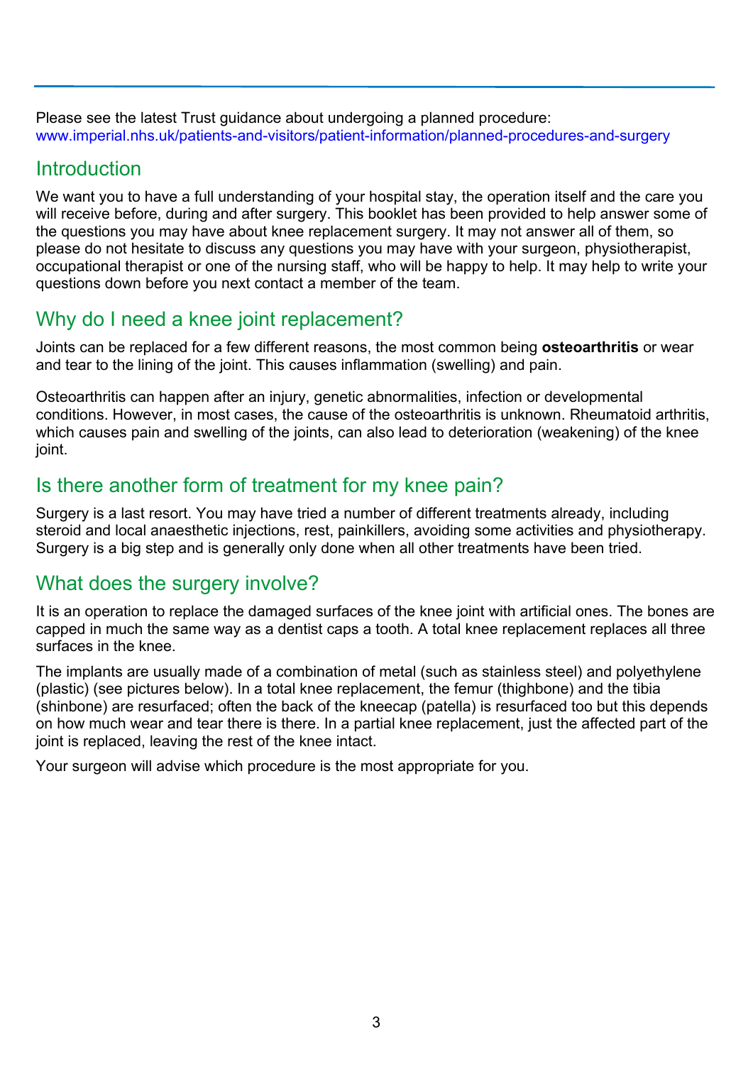Please see the latest Trust guidance about undergoing a planned procedure:
www.imperial.nhs.uk/patients-and-visitors/patient-information/planned-procedures-and-surgery

## Introduction

We want you to have a full understanding of your hospital stay, the operation itself and the care you will receive before, during and after surgery. This booklet has been provided to help answer some of the questions you may have about knee replacement surgery. It may not answer all of them, so please do not hesitate to discuss any questions you may have with your surgeon, physiotherapist, occupational therapist or one of the nursing staff, who will be happy to help. It may help to write your questions down before you next contact a member of the team.

## Why do I need a knee joint replacement?

Joints can be replaced for a few different reasons, the most common being **osteoarthritis** or wear and tear to the lining of the joint. This causes inflammation (swelling) and pain.

Osteoarthritis can happen after an injury, genetic abnormalities, infection or developmental conditions. However, in most cases, the cause of the osteoarthritis is unknown. Rheumatoid arthritis, which causes pain and swelling of the joints, can also lead to deterioration (weakening) of the knee joint.

## Is there another form of treatment for my knee pain?

Surgery is a last resort. You may have tried a number of different treatments already, including steroid and local anaesthetic injections, rest, painkillers, avoiding some activities and physiotherapy. Surgery is a big step and is generally only done when all other treatments have been tried.

## What does the surgery involve?

It is an operation to replace the damaged surfaces of the knee joint with artificial ones. The bones are capped in much the same way as a dentist caps a tooth. A total knee replacement replaces all three surfaces in the knee.

The implants are usually made of a combination of metal (such as stainless steel) and polyethylene (plastic) (see pictures below). In a total knee replacement, the femur (thighbone) and the tibia (shinbone) are resurfaced; often the back of the kneecap (patella) is resurfaced too but this depends on how much wear and tear there is there. In a partial knee replacement, just the affected part of the joint is replaced, leaving the rest of the knee intact.

Your surgeon will advise which procedure is the most appropriate for you.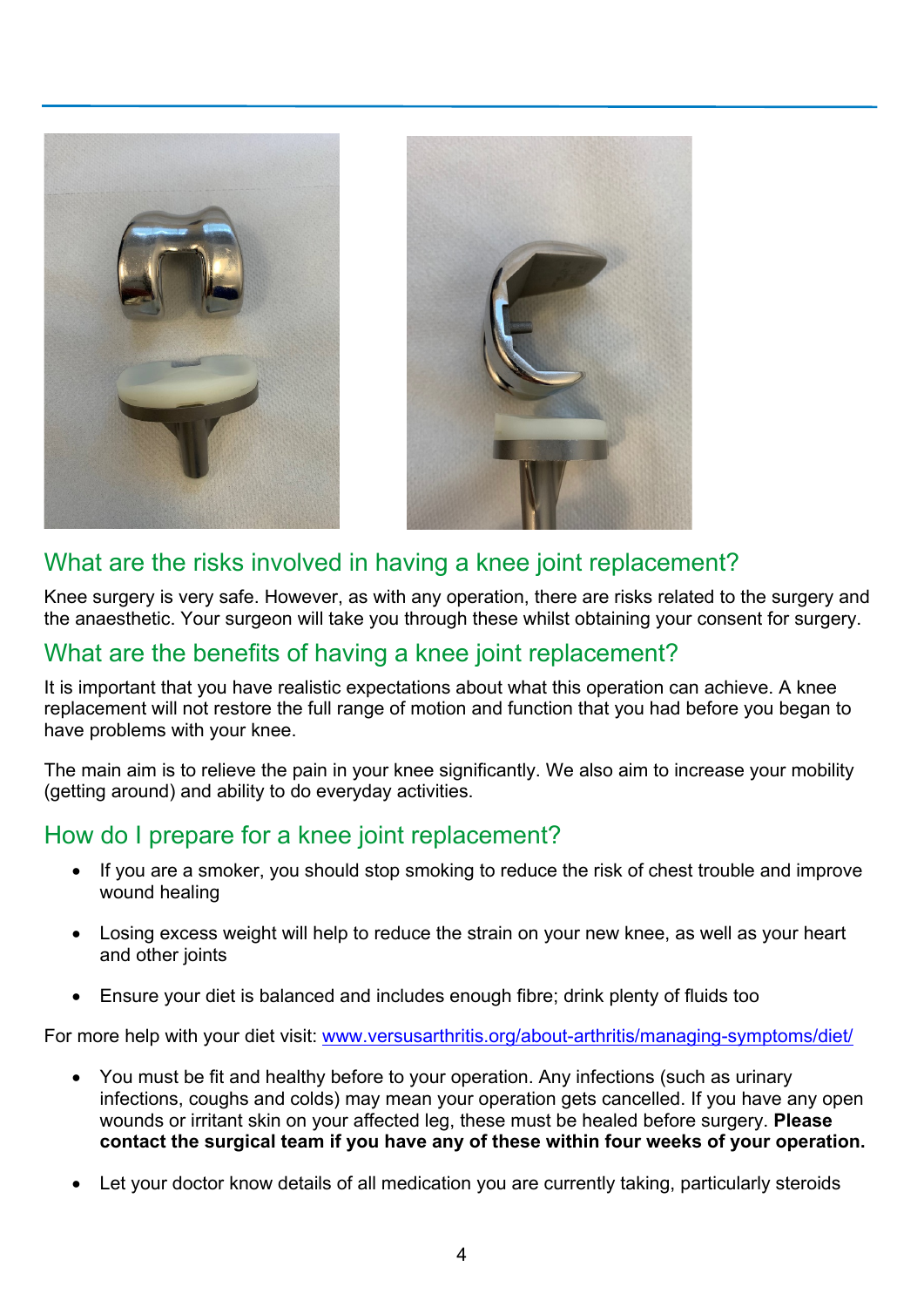## What are the risks involved in having a knee joint replacement?

Knee surgery is very safe. However, as with any operation, there are risks related to the surgery and the anaesthetic. Your surgeon will take you through these whilst obtaining your consent for surgery.

## What are the benefits of having a knee joint replacement?

It is important that you have realistic expectations about what this operation can achieve. A knee replacement will not restore the full range of motion and function that you had before you began to have problems with your knee.

The main aim is to relieve the pain in your knee significantly. We also aim to increase your mobility (getting around) and ability to do everyday activities.

## How do I prepare for a knee joint replacement?

- If you are a smoker, you should stop smoking to reduce the risk of chest trouble and improve wound healing
- Losing excess weight will help to reduce the strain on your new knee, as well as your heart and other joints
- Ensure your diet is balanced and includes enough fibre; drink plenty of fluids too

For more help with your diet visit: [www.versusarthritis.org/about-arthritis/managing-symptoms/diet/](http://www.versusarthritis.org/about-arthritis/managing-symptoms/diet/)

- You must be fit and healthy before to your operation. Any infections (such as urinary infections, coughs and colds) may mean your operation gets cancelled. If you have any open wounds or irritant skin on your affected leg, these must be healed before surgery. **Please contact the surgical team if you have any of these within four weeks of your operation.**
- Let your doctor know details of all medication you are currently taking, particularly steroids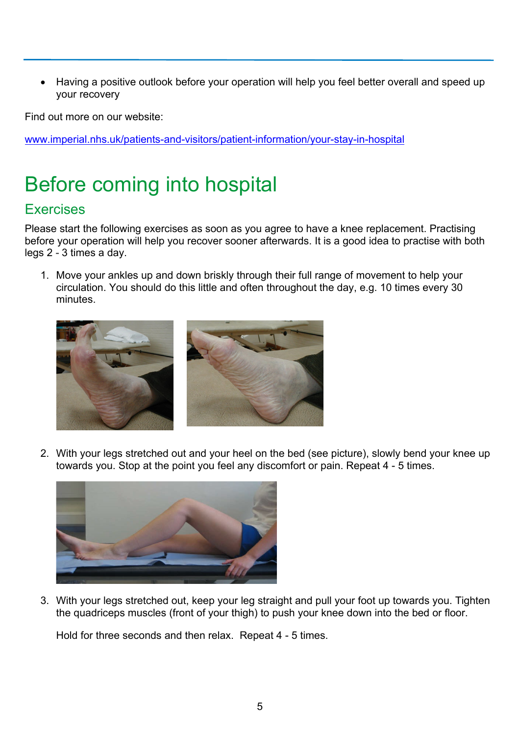- Having a positive outlook before your operation will help you feel better overall and speed up your recovery

Find out more on our website:

[www.imperial.nhs.uk/patients-and-visitors/patient-information/your-stay-in-hospital](http://www.imperial.nhs.uk/patients-and-visitors/patient-information/your-stay-in-hospital)

# Before coming into hospital

## Exercises

Please start the following exercises as soon as you agree to have a knee replacement. Practising before your operation will help you recover sooner afterwards. It is a good idea to practise with both legs 2 - 3 times a day.

1. Move your ankles up and down briskly through their full range of movement to help your circulation. You should do this little and often throughout the day, e.g. 10 times every 30 minutes.

2. With your legs stretched out and your heel on the bed (see picture), slowly bend your knee up towards you. Stop at the point you feel any discomfort or pain. Repeat 4 - 5 times.

3. With your legs stretched out, keep your leg straight and pull your foot up towards you. Tighten the quadriceps muscles (front of your thigh) to push your knee down into the bed or floor.

   Hold for three seconds and then relax. Repeat 4 - 5 times.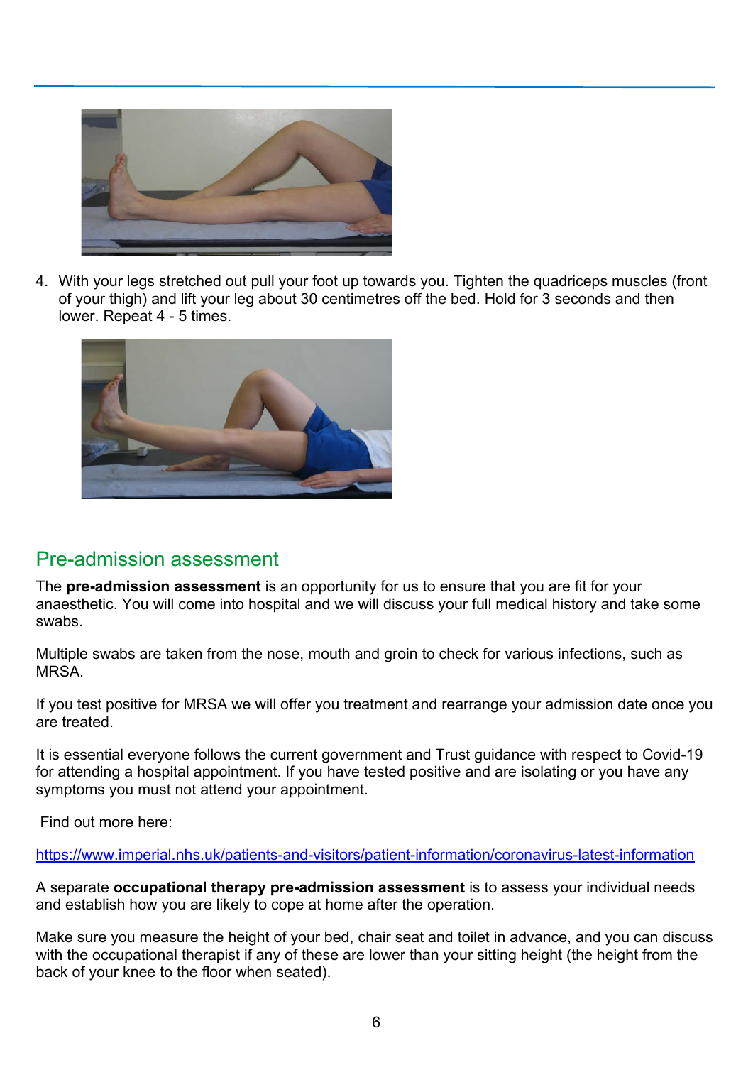4. With your legs stretched out pull your foot up towards you. Tighten the quadriceps muscles (front of your thigh) and lift your leg about 30 centimetres off the bed. Hold for 3 seconds and then lower. Repeat 4 - 5 times.

## Pre-admission assessment

The **pre-admission assessment** is an opportunity for us to ensure that you are fit for your anaesthetic. You will come into hospital and we will discuss your full medical history and take some swabs.

Multiple swabs are taken from the nose, mouth and groin to check for various infections, such as MRSA.

If you test positive for MRSA we will offer you treatment and rearrange your admission date once you are treated.

It is essential everyone follows the current government and Trust guidance with respect to Covid-19 for attending a hospital appointment. If you have tested positive and are isolating or you have any symptoms you must not attend your appointment.

Find out more here:

https://www.imperial.nhs.uk/patients-and-visitors/patient-information/coronavirus-latest-information

A separate **occupational therapy pre-admission assessment** is to assess your individual needs and establish how you are likely to cope at home after the operation.

Make sure you measure the height of your bed, chair seat and toilet in advance, and you can discuss with the occupational therapist if any of these are lower than your sitting height (the height from the back of your knee to the floor when seated).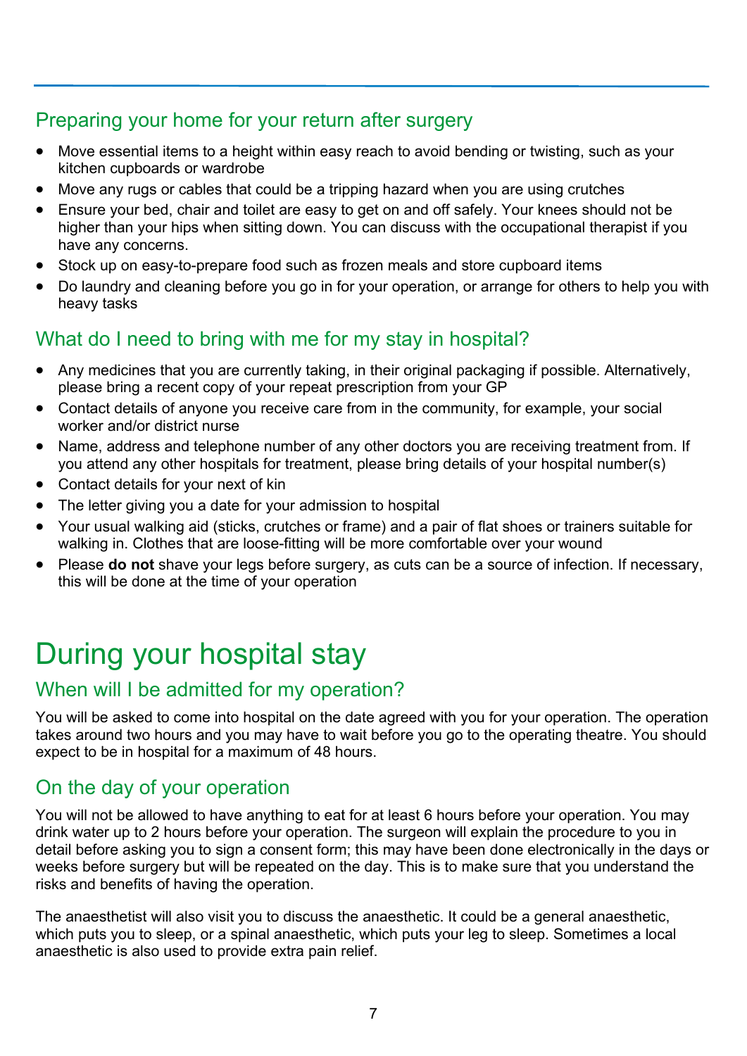## Preparing your home for your return after surgery

- Move essential items to a height within easy reach to avoid bending or twisting, such as your kitchen cupboards or wardrobe
- Move any rugs or cables that could be a tripping hazard when you are using crutches
- Ensure your bed, chair and toilet are easy to get on and off safely. Your knees should not be higher than your hips when sitting down. You can discuss with the occupational therapist if you have any concerns.
- Stock up on easy-to-prepare food such as frozen meals and store cupboard items
- Do laundry and cleaning before you go in for your operation, or arrange for others to help you with heavy tasks

## What do I need to bring with me for my stay in hospital?

- Any medicines that you are currently taking, in their original packaging if possible. Alternatively, please bring a recent copy of your repeat prescription from your GP
- Contact details of anyone you receive care from in the community, for example, your social worker and/or district nurse
- Name, address and telephone number of any other doctors you are receiving treatment from. If you attend any other hospitals for treatment, please bring details of your hospital number(s)
- Contact details for your next of kin
- The letter giving you a date for your admission to hospital
- Your usual walking aid (sticks, crutches or frame) and a pair of flat shoes or trainers suitable for walking in. Clothes that are loose-fitting will be more comfortable over your wound
- Please **do not** shave your legs before surgery, as cuts can be a source of infection. If necessary, this will be done at the time of your operation

# During your hospital stay

## When will I be admitted for my operation?

You will be asked to come into hospital on the date agreed with you for your operation. The operation takes around two hours and you may have to wait before you go to the operating theatre. You should expect to be in hospital for a maximum of 48 hours.

## On the day of your operation

You will not be allowed to have anything to eat for at least 6 hours before your operation. You may drink water up to 2 hours before your operation. The surgeon will explain the procedure to you in detail before asking you to sign a consent form; this may have been done electronically in the days or weeks before surgery but will be repeated on the day. This is to make sure that you understand the risks and benefits of having the operation.

The anaesthetist will also visit you to discuss the anaesthetic. It could be a general anaesthetic, which puts you to sleep, or a spinal anaesthetic, which puts your leg to sleep. Sometimes a local anaesthetic is also used to provide extra pain relief.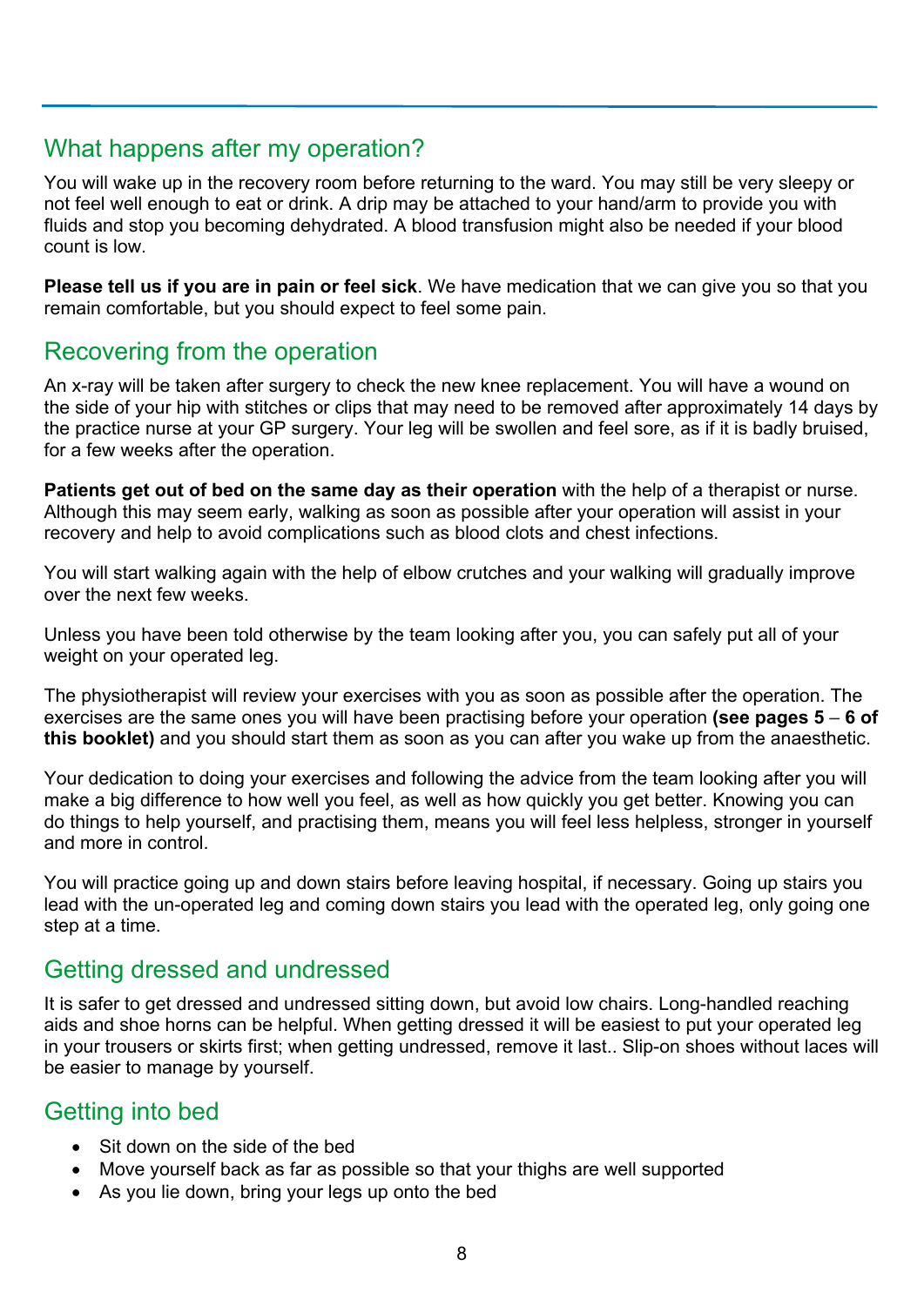## What happens after my operation?

You will wake up in the recovery room before returning to the ward. You may still be very sleepy or not feel well enough to eat or drink. A drip may be attached to your hand/arm to provide you with fluids and stop you becoming dehydrated. A blood transfusion might also be needed if your blood count is low.

**Please tell us if you are in pain or feel sick**. We have medication that we can give you so that you remain comfortable, but you should expect to feel some pain.

## Recovering from the operation

An x-ray will be taken after surgery to check the new knee replacement. You will have a wound on the side of your hip with stitches or clips that may need to be removed after approximately 14 days by the practice nurse at your GP surgery. Your leg will be swollen and feel sore, as if it is badly bruised, for a few weeks after the operation.

**Patients get out of bed on the same day as their operation** with the help of a therapist or nurse. Although this may seem early, walking as soon as possible after your operation will assist in your recovery and help to avoid complications such as blood clots and chest infections.

You will start walking again with the help of elbow crutches and your walking will gradually improve over the next few weeks.

Unless you have been told otherwise by the team looking after you, you can safely put all of your weight on your operated leg.

The physiotherapist will review your exercises with you as soon as possible after the operation. The exercises are the same ones you will have been practising before your operation **(see pages 5 – 6 of this booklet)** and you should start them as soon as you can after you wake up from the anaesthetic.

Your dedication to doing your exercises and following the advice from the team looking after you will make a big difference to how well you feel, as well as how quickly you get better. Knowing you can do things to help yourself, and practising them, means you will feel less helpless, stronger in yourself and more in control.

You will practice going up and down stairs before leaving hospital, if necessary. Going up stairs you lead with the un-operated leg and coming down stairs you lead with the operated leg, only going one step at a time.

## Getting dressed and undressed

It is safer to get dressed and undressed sitting down, but avoid low chairs. Long-handled reaching aids and shoe horns can be helpful. When getting dressed it will be easiest to put your operated leg in your trousers or skirts first; when getting undressed, remove it last.. Slip-on shoes without laces will be easier to manage by yourself.

## Getting into bed

- Sit down on the side of the bed
- Move yourself back as far as possible so that your thighs are well supported
- As you lie down, bring your legs up onto the bed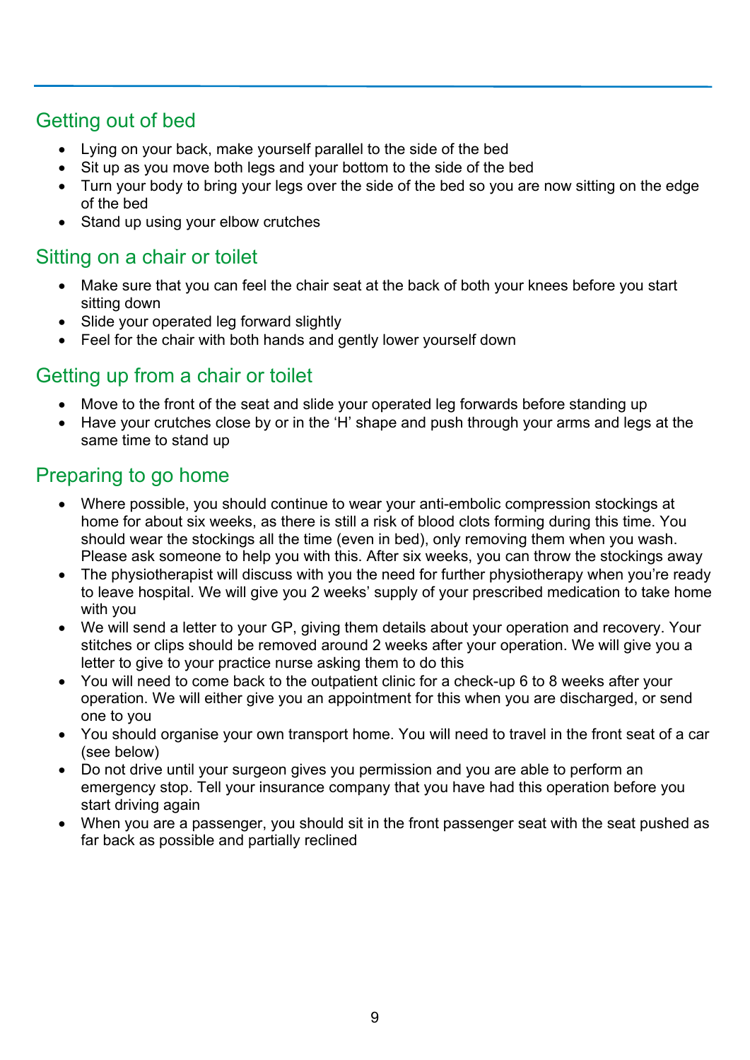## Getting out of bed

- Lying on your back, make yourself parallel to the side of the bed
- Sit up as you move both legs and your bottom to the side of the bed
- Turn your body to bring your legs over the side of the bed so you are now sitting on the edge of the bed
- Stand up using your elbow crutches

## Sitting on a chair or toilet

- Make sure that you can feel the chair seat at the back of both your knees before you start sitting down
- Slide your operated leg forward slightly
- Feel for the chair with both hands and gently lower yourself down

## Getting up from a chair or toilet

- Move to the front of the seat and slide your operated leg forwards before standing up
- Have your crutches close by or in the 'H' shape and push through your arms and legs at the same time to stand up

## Preparing to go home

- Where possible, you should continue to wear your anti-embolic compression stockings at home for about six weeks, as there is still a risk of blood clots forming during this time. You should wear the stockings all the time (even in bed), only removing them when you wash. Please ask someone to help you with this. After six weeks, you can throw the stockings away
- The physiotherapist will discuss with you the need for further physiotherapy when you're ready to leave hospital. We will give you 2 weeks' supply of your prescribed medication to take home with you
- We will send a letter to your GP, giving them details about your operation and recovery. Your stitches or clips should be removed around 2 weeks after your operation. We will give you a letter to give to your practice nurse asking them to do this
- You will need to come back to the outpatient clinic for a check-up 6 to 8 weeks after your operation. We will either give you an appointment for this when you are discharged, or send one to you
- You should organise your own transport home. You will need to travel in the front seat of a car (see below)
- Do not drive until your surgeon gives you permission and you are able to perform an emergency stop. Tell your insurance company that you have had this operation before you start driving again
- When you are a passenger, you should sit in the front passenger seat with the seat pushed as far back as possible and partially reclined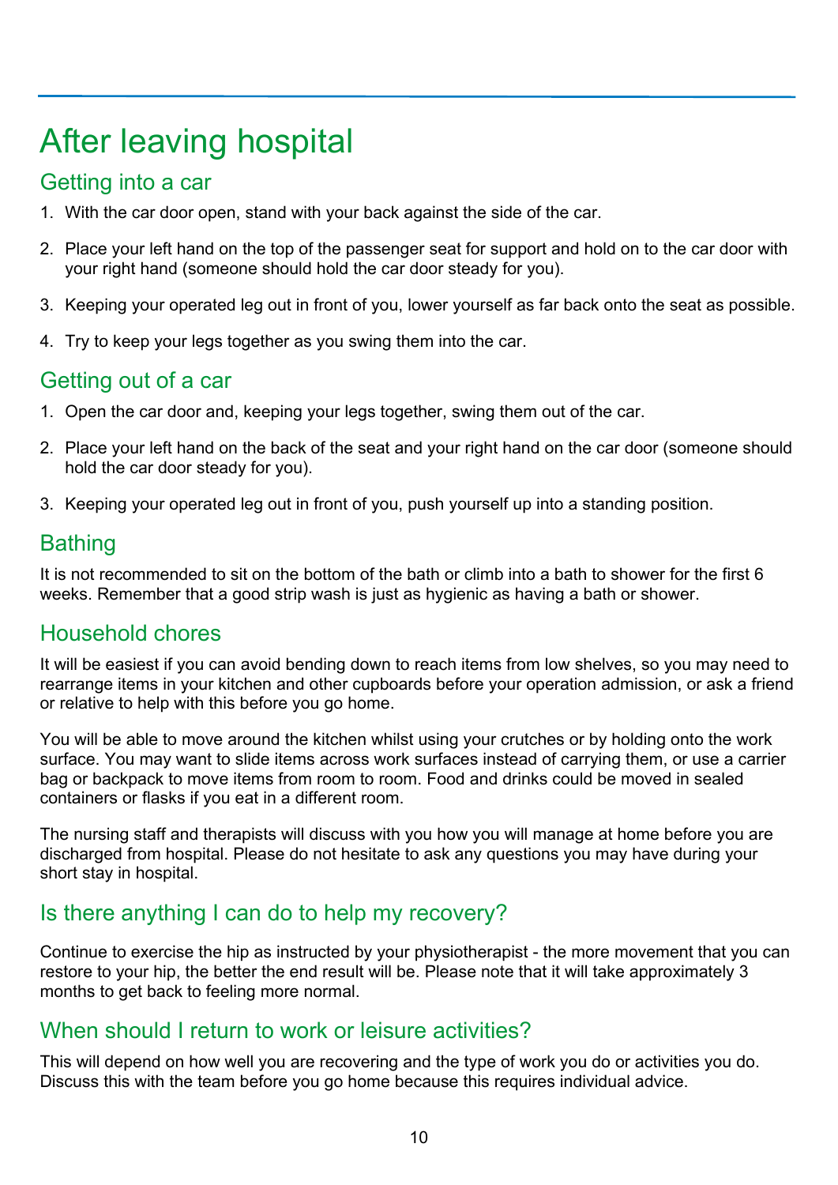# After leaving hospital

## Getting into a car

1. With the car door open, stand with your back against the side of the car.
2. Place your left hand on the top of the passenger seat for support and hold on to the car door with your right hand (someone should hold the car door steady for you).
3. Keeping your operated leg out in front of you, lower yourself as far back onto the seat as possible.
4. Try to keep your legs together as you swing them into the car.

## Getting out of a car

1. Open the car door and, keeping your legs together, swing them out of the car.
2. Place your left hand on the back of the seat and your right hand on the car door (someone should hold the car door steady for you).
3. Keeping your operated leg out in front of you, push yourself up into a standing position.

## Bathing

It is not recommended to sit on the bottom of the bath or climb into a bath to shower for the first 6 weeks. Remember that a good strip wash is just as hygienic as having a bath or shower.

## Household chores

It will be easiest if you can avoid bending down to reach items from low shelves, so you may need to rearrange items in your kitchen and other cupboards before your operation admission, or ask a friend or relative to help with this before you go home.

You will be able to move around the kitchen whilst using your crutches or by holding onto the work surface. You may want to slide items across work surfaces instead of carrying them, or use a carrier bag or backpack to move items from room to room. Food and drinks could be moved in sealed containers or flasks if you eat in a different room.

The nursing staff and therapists will discuss with you how you will manage at home before you are discharged from hospital. Please do not hesitate to ask any questions you may have during your short stay in hospital.

## Is there anything I can do to help my recovery?

Continue to exercise the hip as instructed by your physiotherapist - the more movement that you can restore to your hip, the better the end result will be. Please note that it will take approximately 3 months to get back to feeling more normal.

## When should I return to work or leisure activities?

This will depend on how well you are recovering and the type of work you do or activities you do. Discuss this with the team before you go home because this requires individual advice.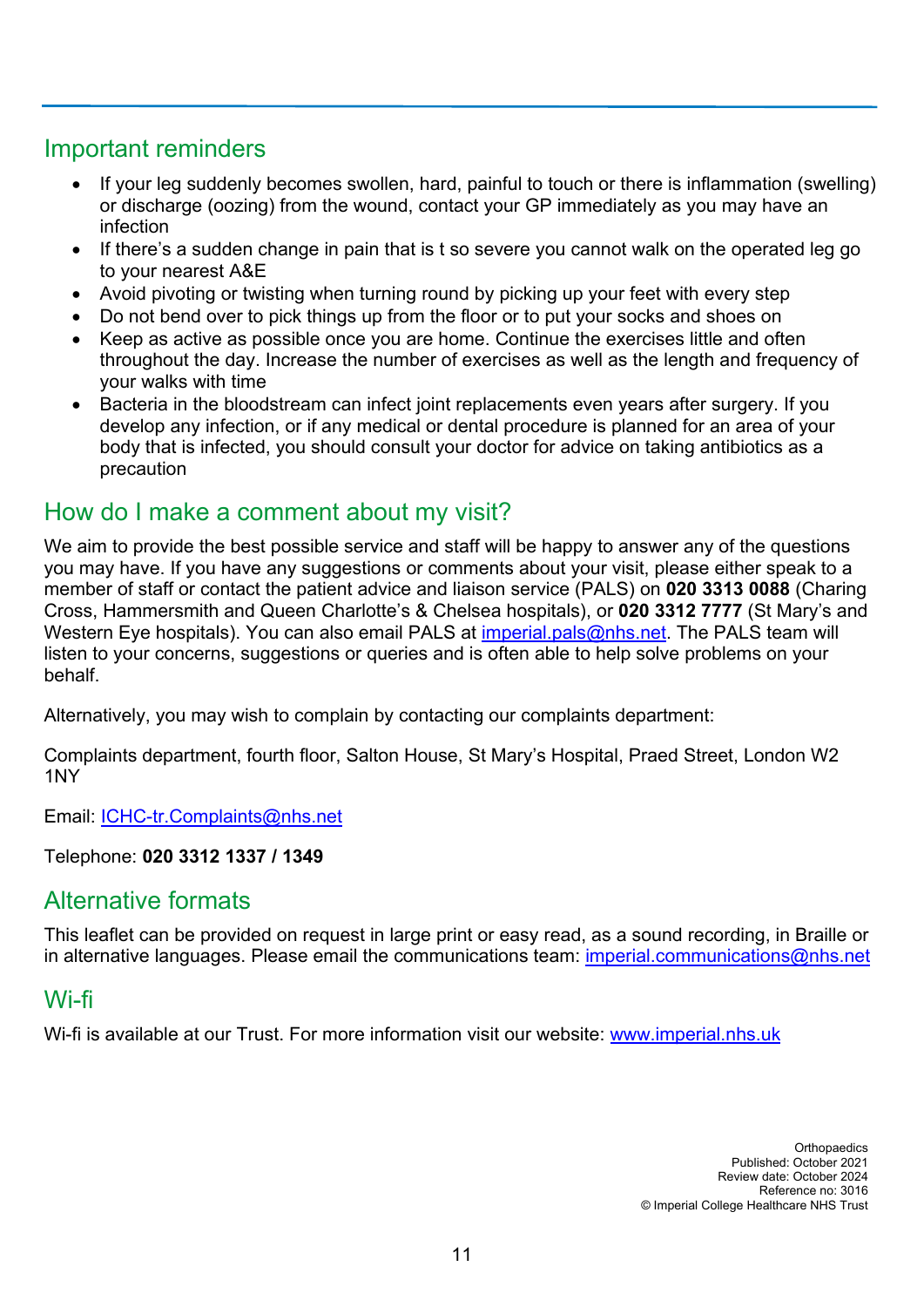## Important reminders

- If your leg suddenly becomes swollen, hard, painful to touch or there is inflammation (swelling) or discharge (oozing) from the wound, contact your GP immediately as you may have an infection
- If there's a sudden change in pain that is t so severe you cannot walk on the operated leg go to your nearest A&E
- Avoid pivoting or twisting when turning round by picking up your feet with every step
- Do not bend over to pick things up from the floor or to put your socks and shoes on
- Keep as active as possible once you are home. Continue the exercises little and often throughout the day. Increase the number of exercises as well as the length and frequency of your walks with time
- Bacteria in the bloodstream can infect joint replacements even years after surgery. If you develop any infection, or if any medical or dental procedure is planned for an area of your body that is infected, you should consult your doctor for advice on taking antibiotics as a precaution

## How do I make a comment about my visit?

We aim to provide the best possible service and staff will be happy to answer any of the questions you may have. If you have any suggestions or comments about your visit, please either speak to a member of staff or contact the patient advice and liaison service (PALS) on **020 3313 0088** (Charing Cross, Hammersmith and Queen Charlotte's & Chelsea hospitals), or **020 3312 7777** (St Mary's and Western Eye hospitals). You can also email PALS at imperial.pals@nhs.net. The PALS team will listen to your concerns, suggestions or queries and is often able to help solve problems on your behalf.

Alternatively, you may wish to complain by contacting our complaints department:

Complaints department, fourth floor, Salton House, St Mary's Hospital, Praed Street, London W2 1NY

Email: ICHC-tr.Complaints@nhs.net

Telephone: **020 3312 1337 / 1349**

## Alternative formats

This leaflet can be provided on request in large print or easy read, as a sound recording, in Braille or in alternative languages. Please email the communications team: imperial.communications@nhs.net

## Wi-fi

Wi-fi is available at our Trust. For more information visit our website: www.imperial.nhs.uk

Orthopaedics
Published: October 2021
Review date: October 2024
Reference no: 3016
© Imperial College Healthcare NHS Trust